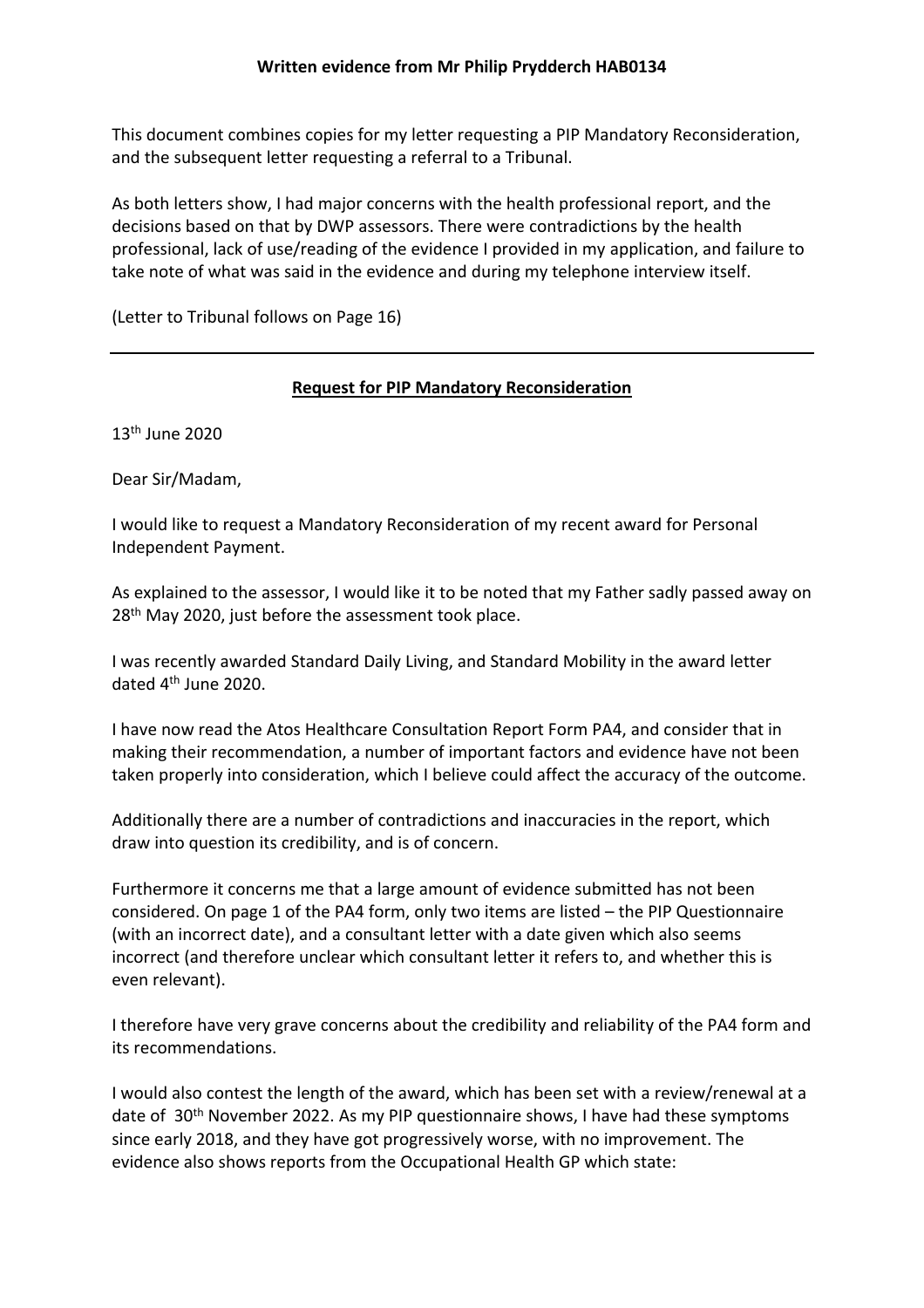**Written evidence from Mr Philip Prydderch HAB0134**

This document combines copies for my letter requesting a PIP Mandatory Reconsideration, and the subsequent letter requesting a referral to a Tribunal.

As both letters show, I had major concerns with the health professional report, and the decisions based on that by DWP assessors. There were contradictions by the health professional, lack of use/reading of the evidence I provided in my application, and failure to take note of what was said in the evidence and during my telephone interview itself.

(Letter to Tribunal follows on Page 16)

---

**Request for PIP Mandatory Reconsideration**

13th June 2020

Dear Sir/Madam,

I would like to request a Mandatory Reconsideration of my recent award for Personal Independent Payment.

As explained to the assessor, I would like it to be noted that my Father sadly passed away on 28th May 2020, just before the assessment took place.

I was recently awarded Standard Daily Living, and Standard Mobility in the award letter dated 4th June 2020.

I have now read the Atos Healthcare Consultation Report Form PA4, and consider that in making their recommendation, a number of important factors and evidence have not been taken properly into consideration, which I believe could affect the accuracy of the outcome.

Additionally there are a number of contradictions and inaccuracies in the report, which draw into question its credibility, and is of concern.

Furthermore it concerns me that a large amount of evidence submitted has not been considered. On page 1 of the PA4 form, only two items are listed – the PIP Questionnaire (with an incorrect date), and a consultant letter with a date given which also seems incorrect (and therefore unclear which consultant letter it refers to, and whether this is even relevant).

I therefore have very grave concerns about the credibility and reliability of the PA4 form and its recommendations.

I would also contest the length of the award, which has been set with a review/renewal at a date of 30th November 2022. As my PIP questionnaire shows, I have had these symptoms since early 2018, and they have got progressively worse, with no improvement. The evidence also shows reports from the Occupational Health GP which state: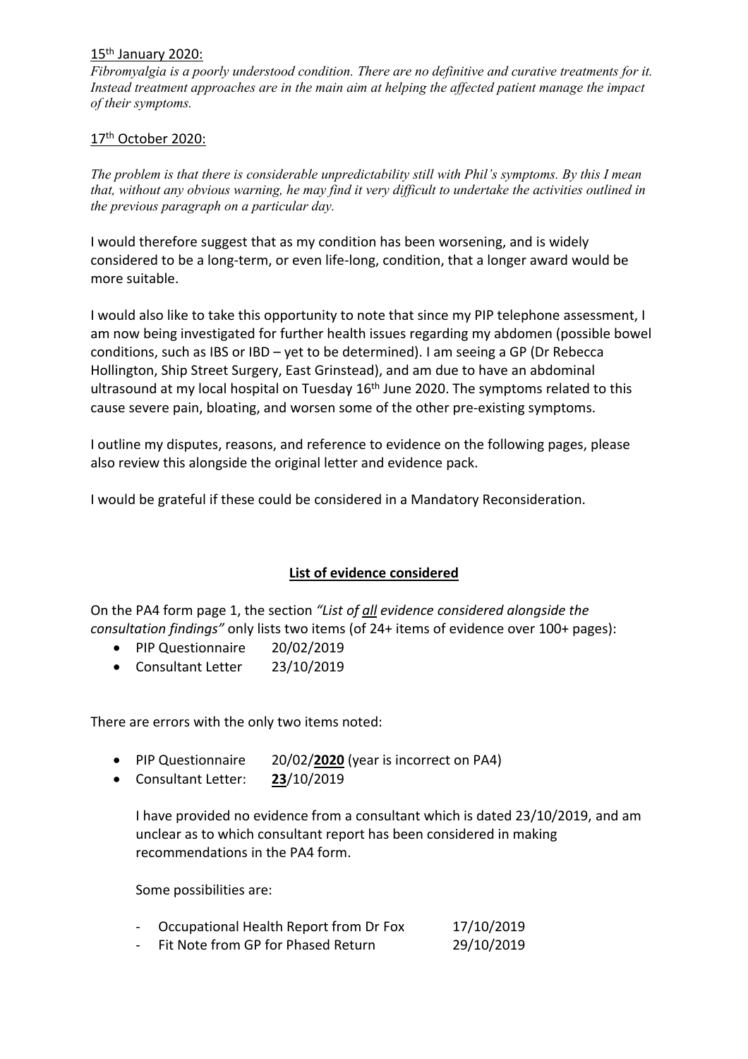15th January 2020:

*Fibromyalgia is a poorly understood condition. There are no definitive and curative treatments for it. Instead treatment approaches are in the main aim at helping the affected patient manage the impact of their symptoms.*

17th October 2020:

*The problem is that there is considerable unpredictability still with Phil's symptoms. By this I mean that, without any obvious warning, he may find it very difficult to undertake the activities outlined in the previous paragraph on a particular day.*

I would therefore suggest that as my condition has been worsening, and is widely considered to be a long-term, or even life-long, condition, that a longer award would be more suitable.

I would also like to take this opportunity to note that since my PIP telephone assessment, I am now being investigated for further health issues regarding my abdomen (possible bowel conditions, such as IBS or IBD – yet to be determined). I am seeing a GP (Dr Rebecca Hollington, Ship Street Surgery, East Grinstead), and am due to have an abdominal ultrasound at my local hospital on Tuesday 16th June 2020. The symptoms related to this cause severe pain, bloating, and worsen some of the other pre-existing symptoms.

I outline my disputes, reasons, and reference to evidence on the following pages, please also review this alongside the original letter and evidence pack.

I would be grateful if these could be considered in a Mandatory Reconsideration.

## **List of evidence considered**

On the PA4 form page 1, the section *"List of all evidence considered alongside the consultation findings"* only lists two items (of 24+ items of evidence over 100+ pages):

- PIP Questionnaire 20/02/2019
- Consultant Letter 23/10/2019

There are errors with the only two items noted:

- PIP Questionnaire 20/02/**2020** (year is incorrect on PA4)
- Consultant Letter: **23**/10/2019

  I have provided no evidence from a consultant which is dated 23/10/2019, and am unclear as to which consultant report has been considered in making recommendations in the PA4 form.

  Some possibilities are:

  - Occupational Health Report from Dr Fox 17/10/2019
  - Fit Note from GP for Phased Return 29/10/2019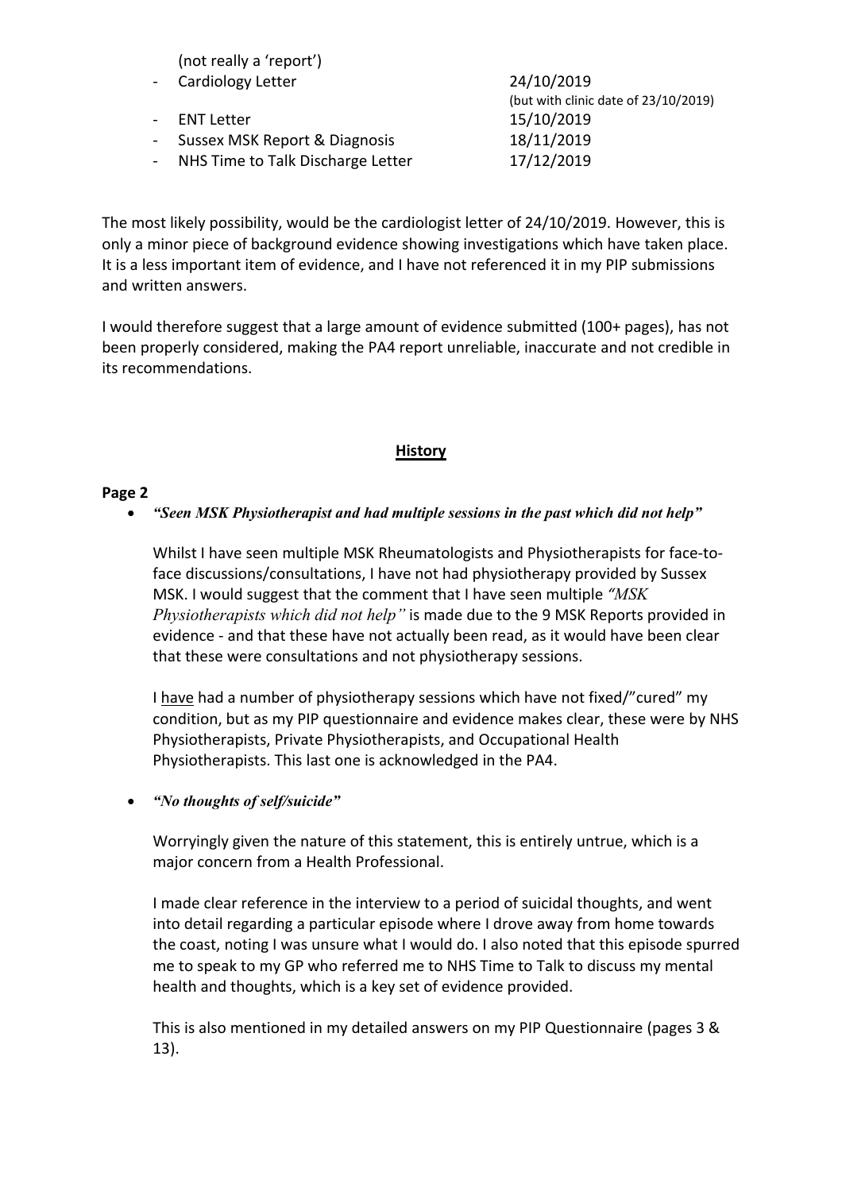(not really a 'report')

- Cardiology Letter 24/10/2019 (but with clinic date of 23/10/2019)
- ENT Letter 15/10/2019
- Sussex MSK Report & Diagnosis 18/11/2019
- NHS Time to Talk Discharge Letter 17/12/2019

The most likely possibility, would be the cardiologist letter of 24/10/2019. However, this is only a minor piece of background evidence showing investigations which have taken place. It is a less important item of evidence, and I have not referenced it in my PIP submissions and written answers.

I would therefore suggest that a large amount of evidence submitted (100+ pages), has not been properly considered, making the PA4 report unreliable, inaccurate and not credible in its recommendations.

## **History**

**Page 2**

- ***"Seen MSK Physiotherapist and had multiple sessions in the past which did not help"***

  Whilst I have seen multiple MSK Rheumatologists and Physiotherapists for face-to-face discussions/consultations, I have not had physiotherapy provided by Sussex MSK. I would suggest that the comment that I have seen multiple *"MSK Physiotherapists which did not help"* is made due to the 9 MSK Reports provided in evidence - and that these have not actually been read, as it would have been clear that these were consultations and not physiotherapy sessions.

  I have had a number of physiotherapy sessions which have not fixed/"cured" my condition, but as my PIP questionnaire and evidence makes clear, these were by NHS Physiotherapists, Private Physiotherapists, and Occupational Health Physiotherapists. This last one is acknowledged in the PA4.

- ***"No thoughts of self/suicide"***

  Worryingly given the nature of this statement, this is entirely untrue, which is a major concern from a Health Professional.

  I made clear reference in the interview to a period of suicidal thoughts, and went into detail regarding a particular episode where I drove away from home towards the coast, noting I was unsure what I would do. I also noted that this episode spurred me to speak to my GP who referred me to NHS Time to Talk to discuss my mental health and thoughts, which is a key set of evidence provided.

  This is also mentioned in my detailed answers on my PIP Questionnaire (pages 3 & 13).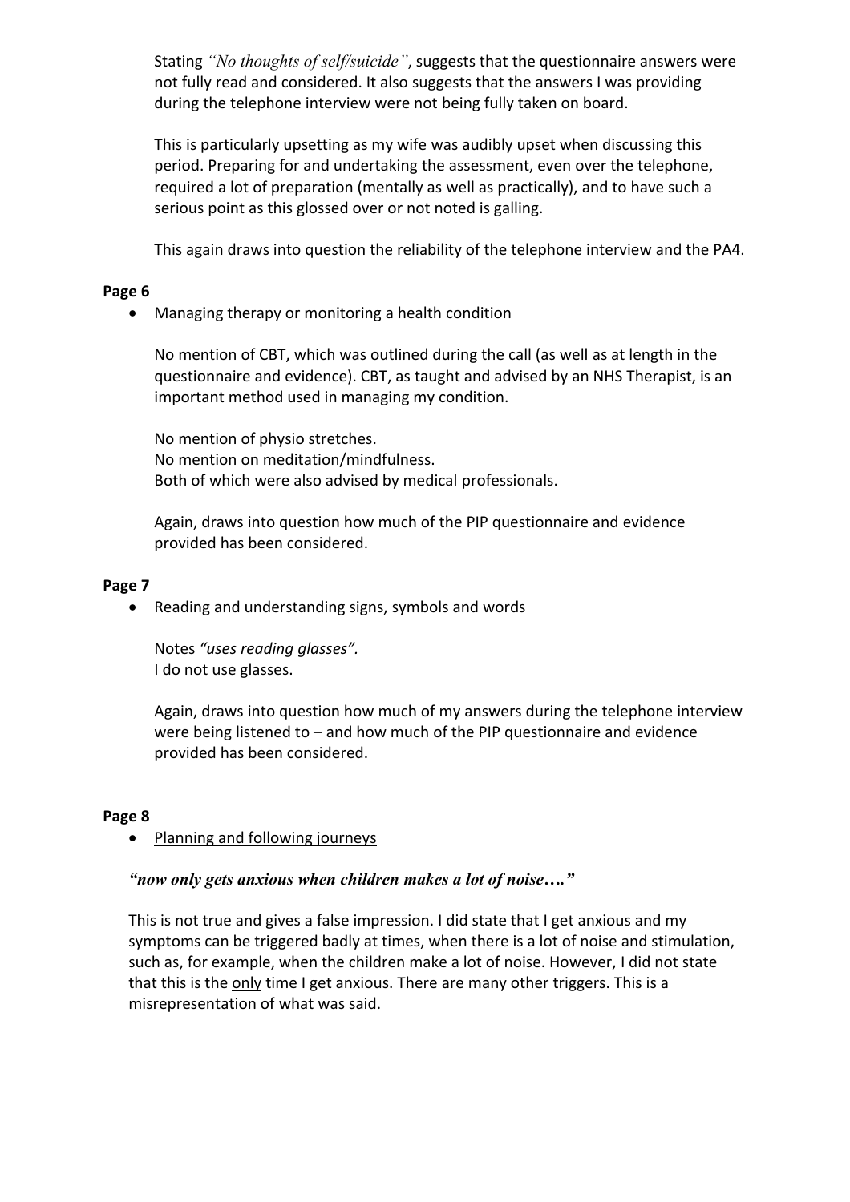Stating *"No thoughts of self/suicide"*, suggests that the questionnaire answers were not fully read and considered. It also suggests that the answers I was providing during the telephone interview were not being fully taken on board.

This is particularly upsetting as my wife was audibly upset when discussing this period. Preparing for and undertaking the assessment, even over the telephone, required a lot of preparation (mentally as well as practically), and to have such a serious point as this glossed over or not noted is galling.

This again draws into question the reliability of the telephone interview and the PA4.

**Page 6**

- Managing therapy or monitoring a health condition

  No mention of CBT, which was outlined during the call (as well as at length in the questionnaire and evidence). CBT, as taught and advised by an NHS Therapist, is an important method used in managing my condition.

  No mention of physio stretches.
  No mention on meditation/mindfulness.
  Both of which were also advised by medical professionals.

  Again, draws into question how much of the PIP questionnaire and evidence provided has been considered.

**Page 7**

- Reading and understanding signs, symbols and words

  Notes *"uses reading glasses"*.
  I do not use glasses.

  Again, draws into question how much of my answers during the telephone interview were being listened to – and how much of the PIP questionnaire and evidence provided has been considered.

**Page 8**

- Planning and following journeys

***"now only gets anxious when children makes a lot of noise…."***

This is not true and gives a false impression. I did state that I get anxious and my symptoms can be triggered badly at times, when there is a lot of noise and stimulation, such as, for example, when the children make a lot of noise. However, I did not state that this is the only time I get anxious. There are many other triggers. This is a misrepresentation of what was said.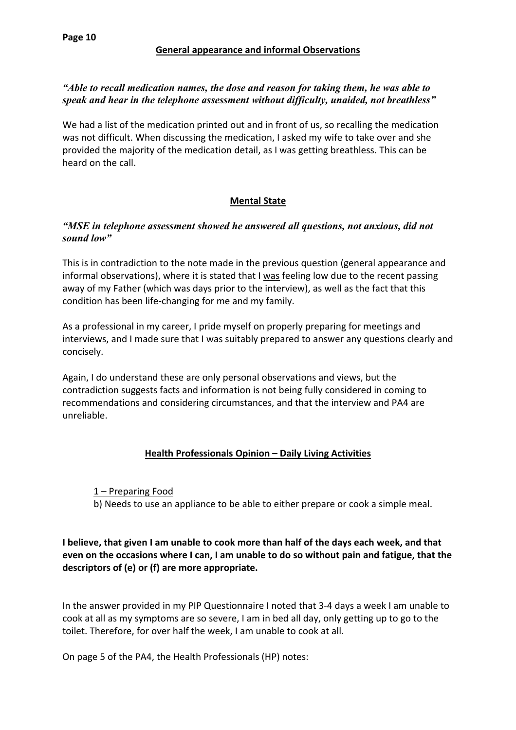**General appearance and informal Observations**

***"Able to recall medication names, the dose and reason for taking them, he was able to speak and hear in the telephone assessment without difficulty, unaided, not breathless"***

We had a list of the medication printed out and in front of us, so recalling the medication was not difficult. When discussing the medication, I asked my wife to take over and she provided the majority of the medication detail, as I was getting breathless. This can be heard on the call.

**Mental State**

***"MSE in telephone assessment showed he answered all questions, not anxious, did not sound low"***

This is in contradiction to the note made in the previous question (general appearance and informal observations), where it is stated that I was feeling low due to the recent passing away of my Father (which was days prior to the interview), as well as the fact that this condition has been life-changing for me and my family.

As a professional in my career, I pride myself on properly preparing for meetings and interviews, and I made sure that I was suitably prepared to answer any questions clearly and concisely.

Again, I do understand these are only personal observations and views, but the contradiction suggests facts and information is not being fully considered in coming to recommendations and considering circumstances, and that the interview and PA4 are unreliable.

**Health Professionals Opinion – Daily Living Activities**

1 – Preparing Food
b) Needs to use an appliance to be able to either prepare or cook a simple meal.

**I believe, that given I am unable to cook more than half of the days each week, and that even on the occasions where I can, I am unable to do so without pain and fatigue, that the descriptors of (e) or (f) are more appropriate.**

In the answer provided in my PIP Questionnaire I noted that 3-4 days a week I am unable to cook at all as my symptoms are so severe, I am in bed all day, only getting up to go to the toilet. Therefore, for over half the week, I am unable to cook at all.

On page 5 of the PA4, the Health Professionals (HP) notes: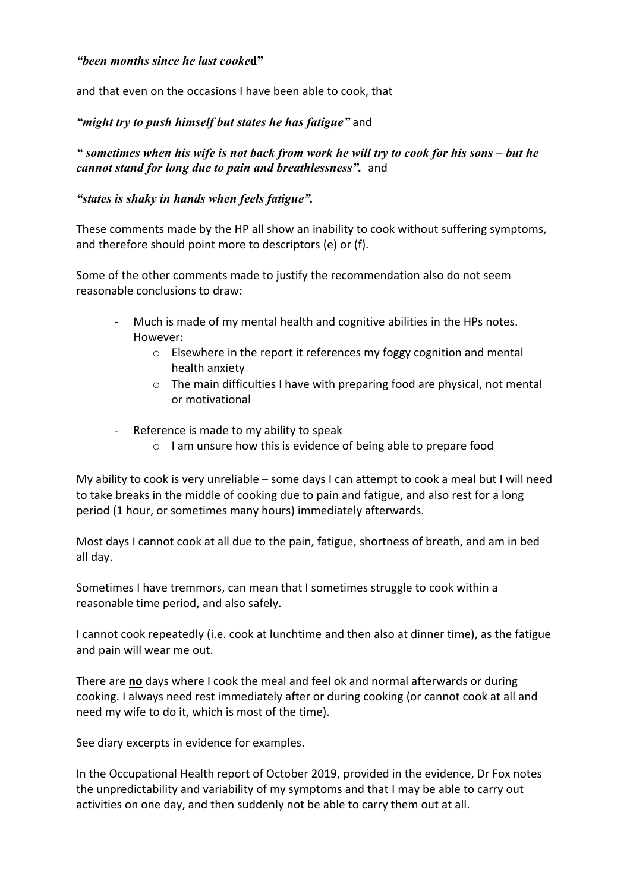***"been months since he last cooke*d"**

and that even on the occasions I have been able to cook, that

***"might try to push himself but states he has fatigue"*** and

***" sometimes when his wife is not back from work he will try to cook for his sons – but he cannot stand for long due to pain and breathlessness".*** and

***"states is shaky in hands when feels fatigue".***

These comments made by the HP all show an inability to cook without suffering symptoms, and therefore should point more to descriptors (e) or (f).

Some of the other comments made to justify the recommendation also do not seem reasonable conclusions to draw:

- Much is made of my mental health and cognitive abilities in the HPs notes. However:
  - Elsewhere in the report it references my foggy cognition and mental health anxiety
  - The main difficulties I have with preparing food are physical, not mental or motivational
- Reference is made to my ability to speak
  - I am unsure how this is evidence of being able to prepare food

My ability to cook is very unreliable – some days I can attempt to cook a meal but I will need to take breaks in the middle of cooking due to pain and fatigue, and also rest for a long period (1 hour, or sometimes many hours) immediately afterwards.

Most days I cannot cook at all due to the pain, fatigue, shortness of breath, and am in bed all day.

Sometimes I have tremmors, can mean that I sometimes struggle to cook within a reasonable time period, and also safely.

I cannot cook repeatedly (i.e. cook at lunchtime and then also at dinner time), as the fatigue and pain will wear me out.

There are **<u>no</u>** days where I cook the meal and feel ok and normal afterwards or during cooking. I always need rest immediately after or during cooking (or cannot cook at all and need my wife to do it, which is most of the time).

See diary excerpts in evidence for examples.

In the Occupational Health report of October 2019, provided in the evidence, Dr Fox notes the unpredictability and variability of my symptoms and that I may be able to carry out activities on one day, and then suddenly not be able to carry them out at all.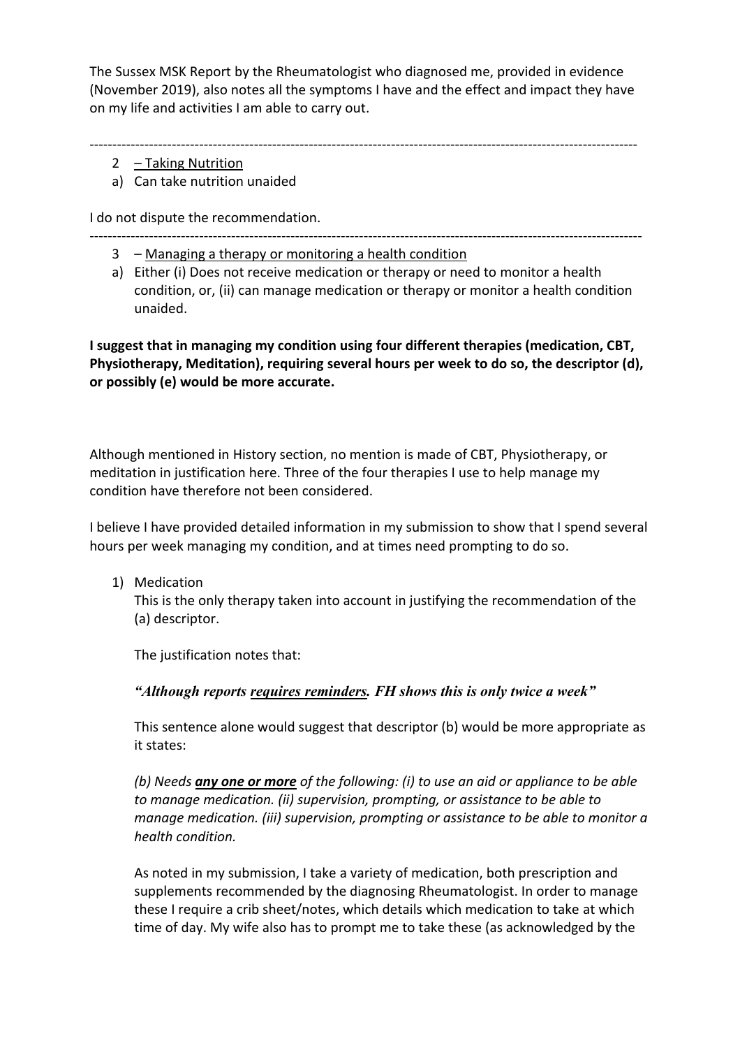The Sussex MSK Report by the Rheumatologist who diagnosed me, provided in evidence (November 2019), also notes all the symptoms I have and the effect and impact they have on my life and activities I am able to carry out.

---

2 – Taking Nutrition

a) Can take nutrition unaided

I do not dispute the recommendation.

---

3 – Managing a therapy or monitoring a health condition

a) Either (i) Does not receive medication or therapy or need to monitor a health condition, or, (ii) can manage medication or therapy or monitor a health condition unaided.

**I suggest that in managing my condition using four different therapies (medication, CBT, Physiotherapy, Meditation), requiring several hours per week to do so, the descriptor (d), or possibly (e) would be more accurate.**

Although mentioned in History section, no mention is made of CBT, Physiotherapy, or meditation in justification here. Three of the four therapies I use to help manage my condition have therefore not been considered.

I believe I have provided detailed information in my submission to show that I spend several hours per week managing my condition, and at times need prompting to do so.

1) Medication

   This is the only therapy taken into account in justifying the recommendation of the (a) descriptor.

   The justification notes that:

   ***"Although reports <u>requires reminders</u>. FH shows this is only twice a week"***

   This sentence alone would suggest that descriptor (b) would be more appropriate as it states:

   *(b) Needs **<u>any one or more</u>** of the following: (i) to use an aid or appliance to be able to manage medication. (ii) supervision, prompting, or assistance to be able to manage medication. (iii) supervision, prompting or assistance to be able to monitor a health condition.*

   As noted in my submission, I take a variety of medication, both prescription and supplements recommended by the diagnosing Rheumatologist. In order to manage these I require a crib sheet/notes, which details which medication to take at which time of day. My wife also has to prompt me to take these (as acknowledged by the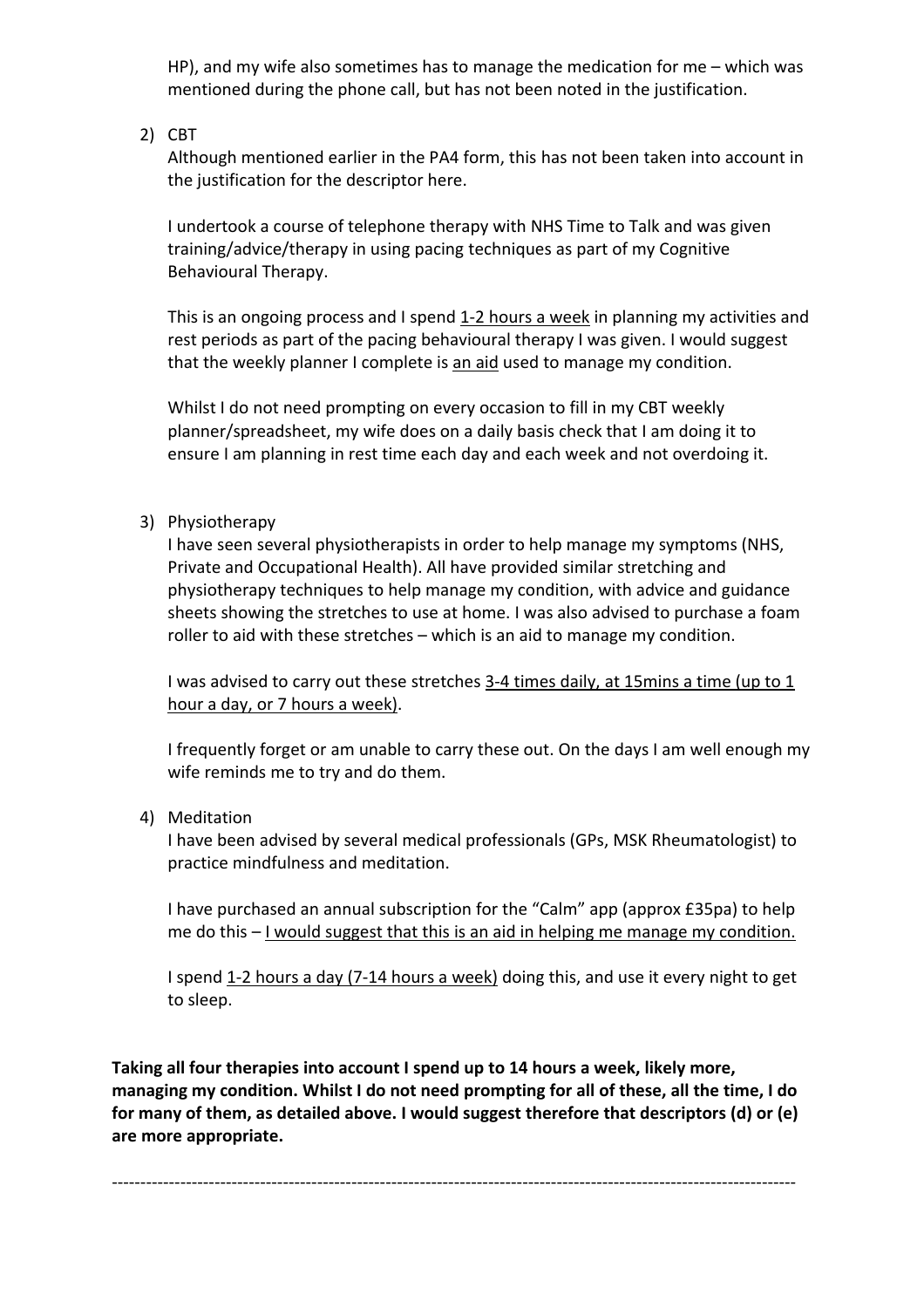HP), and my wife also sometimes has to manage the medication for me – which was mentioned during the phone call, but has not been noted in the justification.

2) CBT

   Although mentioned earlier in the PA4 form, this has not been taken into account in the justification for the descriptor here.

   I undertook a course of telephone therapy with NHS Time to Talk and was given training/advice/therapy in using pacing techniques as part of my Cognitive Behavioural Therapy.

   This is an ongoing process and I spend <u>1-2 hours a week</u> in planning my activities and rest periods as part of the pacing behavioural therapy I was given. I would suggest that the weekly planner I complete is <u>an aid</u> used to manage my condition.

   Whilst I do not need prompting on every occasion to fill in my CBT weekly planner/spreadsheet, my wife does on a daily basis check that I am doing it to ensure I am planning in rest time each day and each week and not overdoing it.

3) Physiotherapy

   I have seen several physiotherapists in order to help manage my symptoms (NHS, Private and Occupational Health). All have provided similar stretching and physiotherapy techniques to help manage my condition, with advice and guidance sheets showing the stretches to use at home. I was also advised to purchase a foam roller to aid with these stretches – which is an aid to manage my condition.

   I was advised to carry out these stretches <u>3-4 times daily, at 15mins a time (up to 1 hour a day, or 7 hours a week)</u>.

   I frequently forget or am unable to carry these out. On the days I am well enough my wife reminds me to try and do them.

4) Meditation

   I have been advised by several medical professionals (GPs, MSK Rheumatologist) to practice mindfulness and meditation.

   I have purchased an annual subscription for the "Calm" app (approx £35pa) to help me do this – <u>I would suggest that this is an aid in helping me manage my condition.</u>

   I spend <u>1-2 hours a day (7-14 hours a week)</u> doing this, and use it every night to get to sleep.

**Taking all four therapies into account I spend up to 14 hours a week, likely more, managing my condition. Whilst I do not need prompting for all of these, all the time, I do for many of them, as detailed above. I would suggest therefore that descriptors (d) or (e) are more appropriate.**

---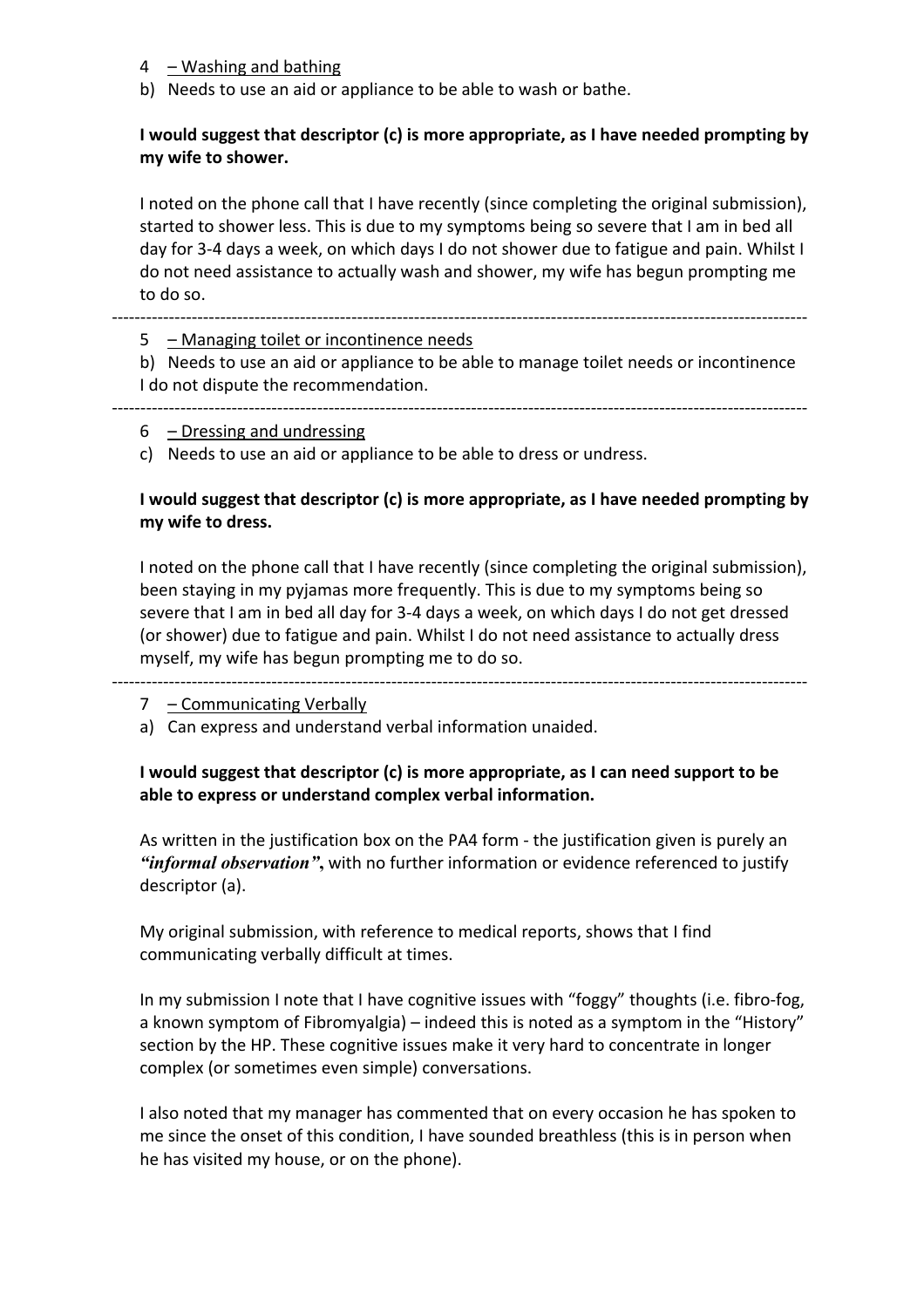4 – <u>Washing and bathing</u>

b) Needs to use an aid or appliance to be able to wash or bathe.

**I would suggest that descriptor (c) is more appropriate, as I have needed prompting by my wife to shower.**

I noted on the phone call that I have recently (since completing the original submission), started to shower less. This is due to my symptoms being so severe that I am in bed all day for 3-4 days a week, on which days I do not shower due to fatigue and pain. Whilst I do not need assistance to actually wash and shower, my wife has begun prompting me to do so.

---

5 – <u>Managing toilet or incontinence needs</u>

b) Needs to use an aid or appliance to be able to manage toilet needs or incontinence

I do not dispute the recommendation.

---

6 – <u>Dressing and undressing</u>

c) Needs to use an aid or appliance to be able to dress or undress.

**I would suggest that descriptor (c) is more appropriate, as I have needed prompting by my wife to dress.**

I noted on the phone call that I have recently (since completing the original submission), been staying in my pyjamas more frequently. This is due to my symptoms being so severe that I am in bed all day for 3-4 days a week, on which days I do not get dressed (or shower) due to fatigue and pain. Whilst I do not need assistance to actually dress myself, my wife has begun prompting me to do so.

---

7 – <u>Communicating Verbally</u>

a) Can express and understand verbal information unaided.

**I would suggest that descriptor (c) is more appropriate, as I can need support to be able to express or understand complex verbal information.**

As written in the justification box on the PA4 form - the justification given is purely an ***"informal observation"*****,** with no further information or evidence referenced to justify descriptor (a).

My original submission, with reference to medical reports, shows that I find communicating verbally difficult at times.

In my submission I note that I have cognitive issues with "foggy" thoughts (i.e. fibro-fog, a known symptom of Fibromyalgia) – indeed this is noted as a symptom in the "History" section by the HP. These cognitive issues make it very hard to concentrate in longer complex (or sometimes even simple) conversations.

I also noted that my manager has commented that on every occasion he has spoken to me since the onset of this condition, I have sounded breathless (this is in person when he has visited my house, or on the phone).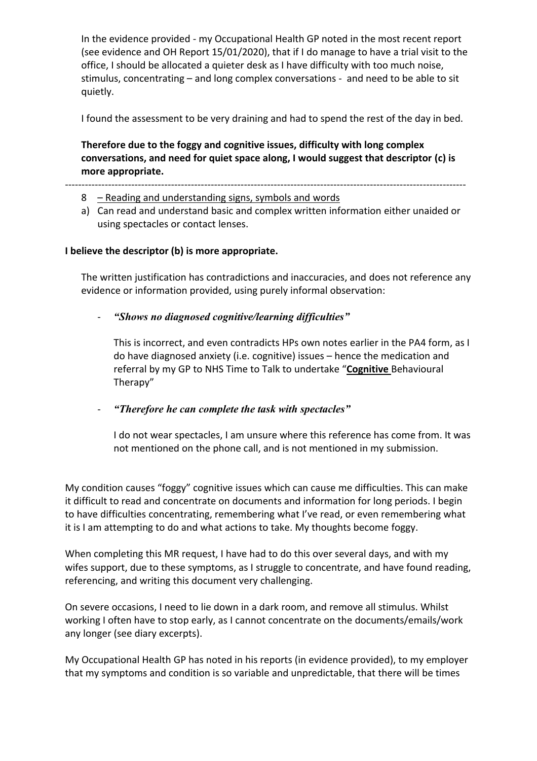In the evidence provided - my Occupational Health GP noted in the most recent report (see evidence and OH Report 15/01/2020), that if I do manage to have a trial visit to the office, I should be allocated a quieter desk as I have difficulty with too much noise, stimulus, concentrating – and long complex conversations - and need to be able to sit quietly.

I found the assessment to be very draining and had to spend the rest of the day in bed.

**Therefore due to the foggy and cognitive issues, difficulty with long complex conversations, and need for quiet space along, I would suggest that descriptor (c) is more appropriate.**

---

8 – Reading and understanding signs, symbols and words

a) Can read and understand basic and complex written information either unaided or using spectacles or contact lenses.

**I believe the descriptor (b) is more appropriate.**

The written justification has contradictions and inaccuracies, and does not reference any evidence or information provided, using purely informal observation:

- ***"Shows no diagnosed cognitive/learning difficulties"***

  This is incorrect, and even contradicts HPs own notes earlier in the PA4 form, as I do have diagnosed anxiety (i.e. cognitive) issues – hence the medication and referral by my GP to NHS Time to Talk to undertake "**Cognitive** Behavioural Therapy"

- ***"Therefore he can complete the task with spectacles"***

  I do not wear spectacles, I am unsure where this reference has come from. It was not mentioned on the phone call, and is not mentioned in my submission.

My condition causes "foggy" cognitive issues which can cause me difficulties. This can make it difficult to read and concentrate on documents and information for long periods. I begin to have difficulties concentrating, remembering what I've read, or even remembering what it is I am attempting to do and what actions to take. My thoughts become foggy.

When completing this MR request, I have had to do this over several days, and with my wifes support, due to these symptoms, as I struggle to concentrate, and have found reading, referencing, and writing this document very challenging.

On severe occasions, I need to lie down in a dark room, and remove all stimulus. Whilst working I often have to stop early, as I cannot concentrate on the documents/emails/work any longer (see diary excerpts).

My Occupational Health GP has noted in his reports (in evidence provided), to my employer that my symptoms and condition is so variable and unpredictable, that there will be times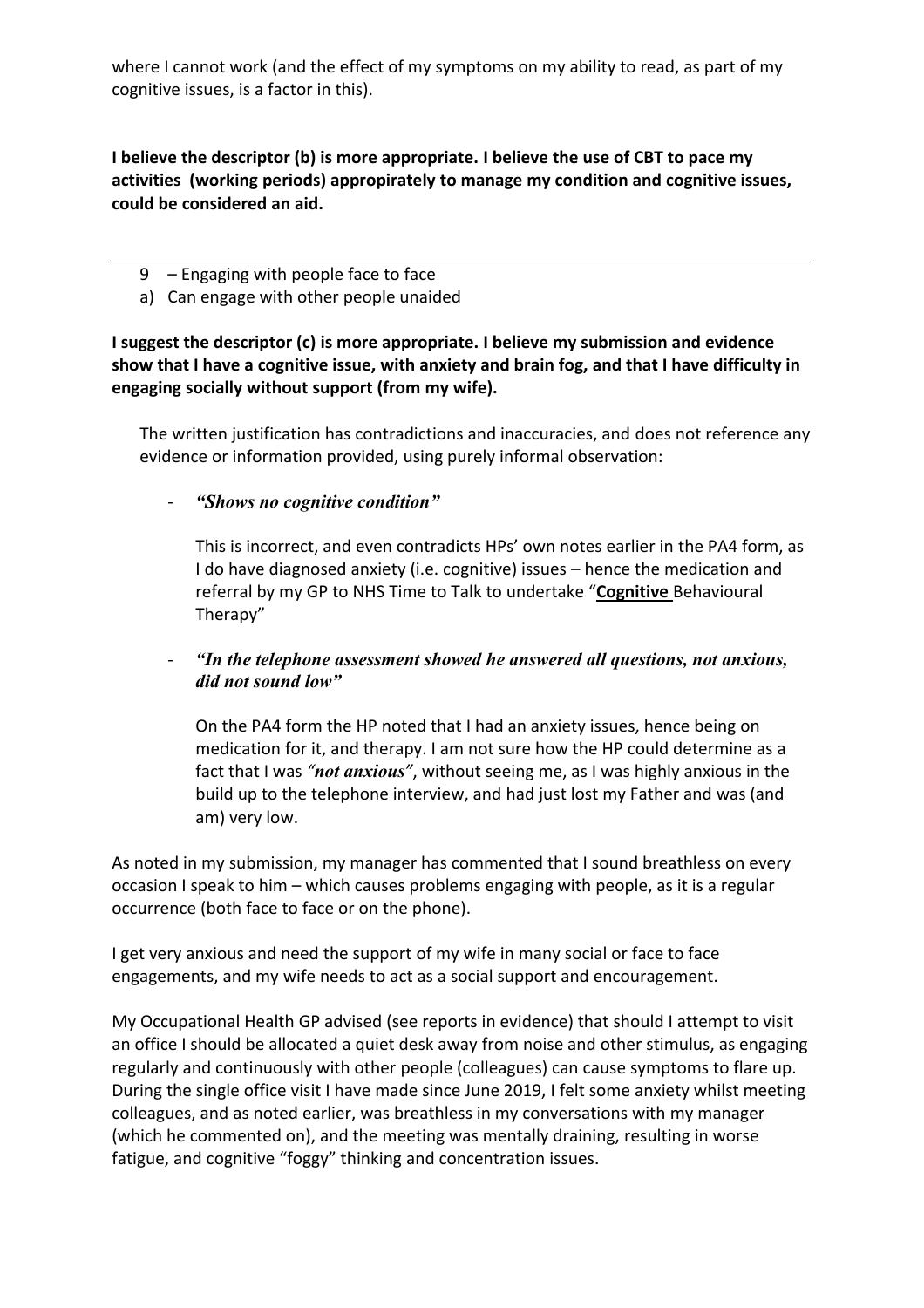where I cannot work (and the effect of my symptoms on my ability to read, as part of my cognitive issues, is a factor in this).

**I believe the descriptor (b) is more appropriate. I believe the use of CBT to pace my activities (working periods) appropirately to manage my condition and cognitive issues, could be considered an aid.**

---

9 – Engaging with people face to face

a) Can engage with other people unaided

**I suggest the descriptor (c) is more appropriate. I believe my submission and evidence show that I have a cognitive issue, with anxiety and brain fog, and that I have difficulty in engaging socially without support (from my wife).**

The written justification has contradictions and inaccuracies, and does not reference any evidence or information provided, using purely informal observation:

- ***"Shows no cognitive condition"***

  This is incorrect, and even contradicts HPs' own notes earlier in the PA4 form, as I do have diagnosed anxiety (i.e. cognitive) issues – hence the medication and referral by my GP to NHS Time to Talk to undertake "**Cognitive** Behavioural Therapy"

- ***"In the telephone assessment showed he answered all questions, not anxious, did not sound low"***

  On the PA4 form the HP noted that I had an anxiety issues, hence being on medication for it, and therapy. I am not sure how the HP could determine as a fact that I was ***"not anxious"***, without seeing me, as I was highly anxious in the build up to the telephone interview, and had just lost my Father and was (and am) very low.

As noted in my submission, my manager has commented that I sound breathless on every occasion I speak to him – which causes problems engaging with people, as it is a regular occurrence (both face to face or on the phone).

I get very anxious and need the support of my wife in many social or face to face engagements, and my wife needs to act as a social support and encouragement.

My Occupational Health GP advised (see reports in evidence) that should I attempt to visit an office I should be allocated a quiet desk away from noise and other stimulus, as engaging regularly and continuously with other people (colleagues) can cause symptoms to flare up. During the single office visit I have made since June 2019, I felt some anxiety whilst meeting colleagues, and as noted earlier, was breathless in my conversations with my manager (which he commented on), and the meeting was mentally draining, resulting in worse fatigue, and cognitive "foggy" thinking and concentration issues.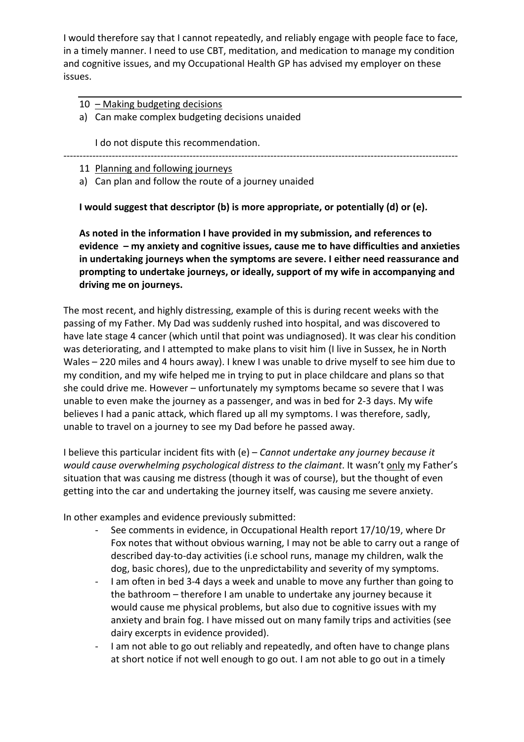I would therefore say that I cannot repeatedly, and reliably engage with people face to face, in a timely manner. I need to use CBT, meditation, and medication to manage my condition and cognitive issues, and my Occupational Health GP has advised my employer on these issues.

---

10 – Making budgeting decisions

a) Can make complex budgeting decisions unaided

I do not dispute this recommendation.

---

11 Planning and following journeys

a) Can plan and follow the route of a journey unaided

**I would suggest that descriptor (b) is more appropriate, or potentially (d) or (e).**

**As noted in the information I have provided in my submission, and references to evidence – my anxiety and cognitive issues, cause me to have difficulties and anxieties in undertaking journeys when the symptoms are severe. I either need reassurance and prompting to undertake journeys, or ideally, support of my wife in accompanying and driving me on journeys.**

The most recent, and highly distressing, example of this is during recent weeks with the passing of my Father. My Dad was suddenly rushed into hospital, and was discovered to have late stage 4 cancer (which until that point was undiagnosed). It was clear his condition was deteriorating, and I attempted to make plans to visit him (I live in Sussex, he in North Wales – 220 miles and 4 hours away). I knew I was unable to drive myself to see him due to my condition, and my wife helped me in trying to put in place childcare and plans so that she could drive me. However – unfortunately my symptoms became so severe that I was unable to even make the journey as a passenger, and was in bed for 2-3 days. My wife believes I had a panic attack, which flared up all my symptoms. I was therefore, sadly, unable to travel on a journey to see my Dad before he passed away.

I believe this particular incident fits with (e) – *Cannot undertake any journey because it would cause overwhelming psychological distress to the claimant*. It wasn't only my Father's situation that was causing me distress (though it was of course), but the thought of even getting into the car and undertaking the journey itself, was causing me severe anxiety.

In other examples and evidence previously submitted:

- See comments in evidence, in Occupational Health report 17/10/19, where Dr Fox notes that without obvious warning, I may not be able to carry out a range of described day-to-day activities (i.e school runs, manage my children, walk the dog, basic chores), due to the unpredictability and severity of my symptoms.
- I am often in bed 3-4 days a week and unable to move any further than going to the bathroom – therefore I am unable to undertake any journey because it would cause me physical problems, but also due to cognitive issues with my anxiety and brain fog. I have missed out on many family trips and activities (see dairy excerpts in evidence provided).
- I am not able to go out reliably and repeatedly, and often have to change plans at short notice if not well enough to go out. I am not able to go out in a timely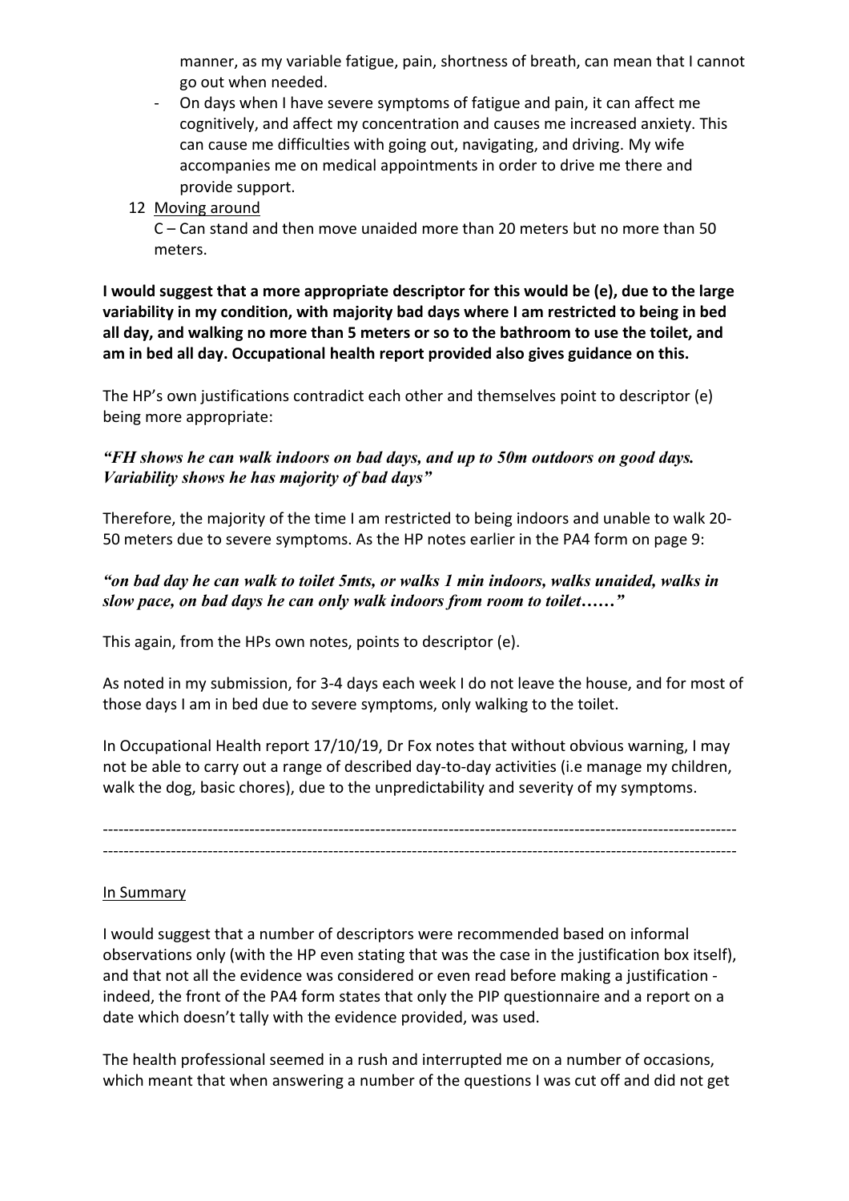manner, as my variable fatigue, pain, shortness of breath, can mean that I cannot go out when needed.

- On days when I have severe symptoms of fatigue and pain, it can affect me cognitively, and affect my concentration and causes me increased anxiety. This can cause me difficulties with going out, navigating, and driving. My wife accompanies me on medical appointments in order to drive me there and provide support.

12 Moving around

C – Can stand and then move unaided more than 20 meters but no more than 50 meters.

**I would suggest that a more appropriate descriptor for this would be (e), due to the large variability in my condition, with majority bad days where I am restricted to being in bed all day, and walking no more than 5 meters or so to the bathroom to use the toilet, and am in bed all day. Occupational health report provided also gives guidance on this.**

The HP's own justifications contradict each other and themselves point to descriptor (e) being more appropriate:

***"FH shows he can walk indoors on bad days, and up to 50m outdoors on good days. Variability shows he has majority of bad days"***

Therefore, the majority of the time I am restricted to being indoors and unable to walk 20-50 meters due to severe symptoms. As the HP notes earlier in the PA4 form on page 9:

***"on bad day he can walk to toilet 5mts, or walks 1 min indoors, walks unaided, walks in slow pace, on bad days he can only walk indoors from room to toilet……"***

This again, from the HPs own notes, points to descriptor (e).

As noted in my submission, for 3-4 days each week I do not leave the house, and for most of those days I am in bed due to severe symptoms, only walking to the toilet.

In Occupational Health report 17/10/19, Dr Fox notes that without obvious warning, I may not be able to carry out a range of described day-to-day activities (i.e manage my children, walk the dog, basic chores), due to the unpredictability and severity of my symptoms.

---

---

In Summary

I would suggest that a number of descriptors were recommended based on informal observations only (with the HP even stating that was the case in the justification box itself), and that not all the evidence was considered or even read before making a justification - indeed, the front of the PA4 form states that only the PIP questionnaire and a report on a date which doesn't tally with the evidence provided, was used.

The health professional seemed in a rush and interrupted me on a number of occasions, which meant that when answering a number of the questions I was cut off and did not get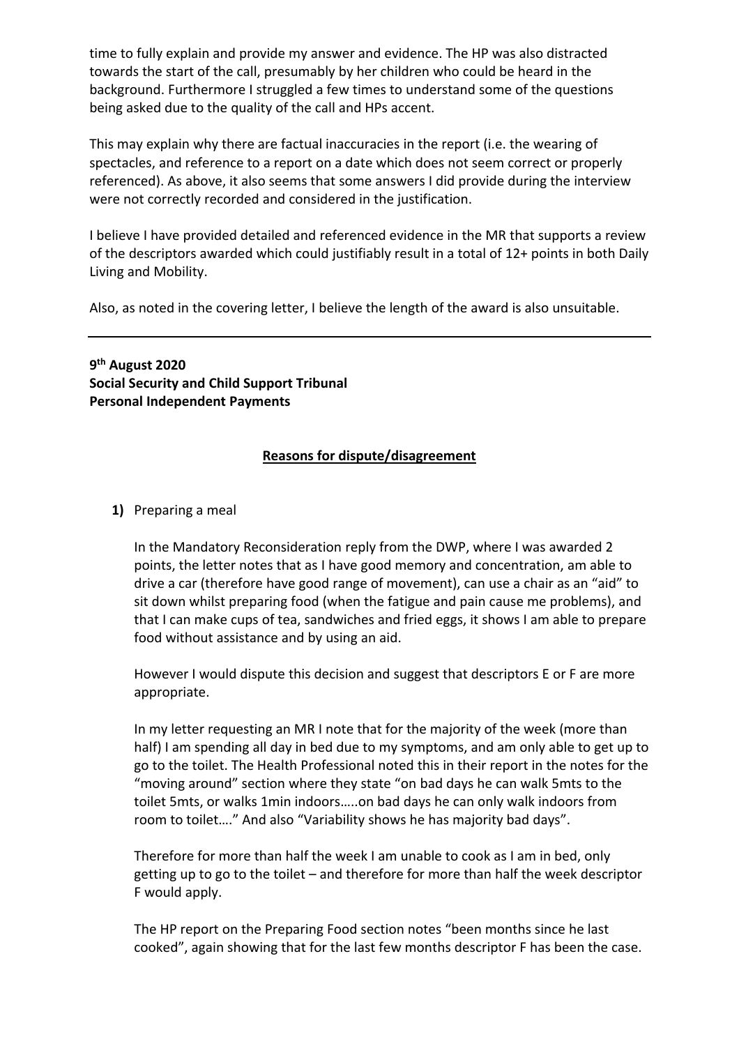time to fully explain and provide my answer and evidence. The HP was also distracted towards the start of the call, presumably by her children who could be heard in the background. Furthermore I struggled a few times to understand some of the questions being asked due to the quality of the call and HPs accent.

This may explain why there are factual inaccuracies in the report (i.e. the wearing of spectacles, and reference to a report on a date which does not seem correct or properly referenced). As above, it also seems that some answers I did provide during the interview were not correctly recorded and considered in the justification.

I believe I have provided detailed and referenced evidence in the MR that supports a review of the descriptors awarded which could justifiably result in a total of 12+ points in both Daily Living and Mobility.

Also, as noted in the covering letter, I believe the length of the award is also unsuitable.

---

**9th August 2020**
**Social Security and Child Support Tribunal**
**Personal Independent Payments**

**Reasons for dispute/disagreement**

**1)** Preparing a meal

In the Mandatory Reconsideration reply from the DWP, where I was awarded 2 points, the letter notes that as I have good memory and concentration, am able to drive a car (therefore have good range of movement), can use a chair as an "aid" to sit down whilst preparing food (when the fatigue and pain cause me problems), and that I can make cups of tea, sandwiches and fried eggs, it shows I am able to prepare food without assistance and by using an aid.

However I would dispute this decision and suggest that descriptors E or F are more appropriate.

In my letter requesting an MR I note that for the majority of the week (more than half) I am spending all day in bed due to my symptoms, and am only able to get up to go to the toilet. The Health Professional noted this in their report in the notes for the "moving around" section where they state "on bad days he can walk 5mts to the toilet 5mts, or walks 1min indoors…..on bad days he can only walk indoors from room to toilet…." And also "Variability shows he has majority bad days".

Therefore for more than half the week I am unable to cook as I am in bed, only getting up to go to the toilet – and therefore for more than half the week descriptor F would apply.

The HP report on the Preparing Food section notes "been months since he last cooked", again showing that for the last few months descriptor F has been the case.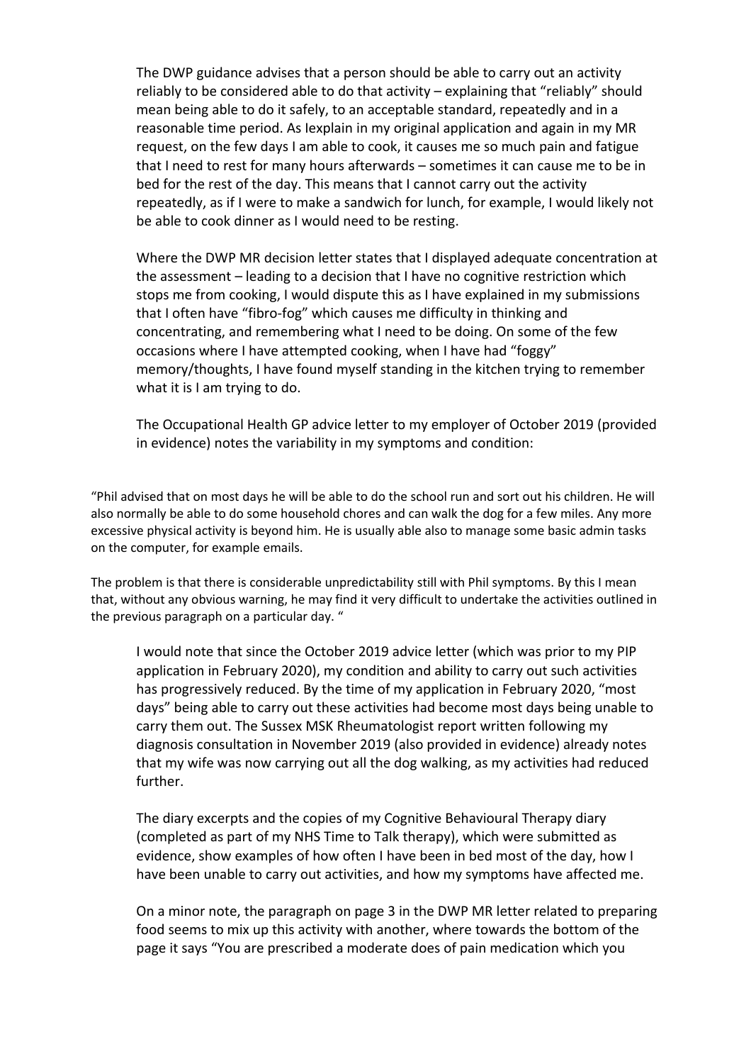The DWP guidance advises that a person should be able to carry out an activity reliably to be considered able to do that activity – explaining that "reliably" should mean being able to do it safely, to an acceptable standard, repeatedly and in a reasonable time period. As Iexplain in my original application and again in my MR request, on the few days I am able to cook, it causes me so much pain and fatigue that I need to rest for many hours afterwards – sometimes it can cause me to be in bed for the rest of the day. This means that I cannot carry out the activity repeatedly, as if I were to make a sandwich for lunch, for example, I would likely not be able to cook dinner as I would need to be resting.

Where the DWP MR decision letter states that I displayed adequate concentration at the assessment – leading to a decision that I have no cognitive restriction which stops me from cooking, I would dispute this as I have explained in my submissions that I often have "fibro-fog" which causes me difficulty in thinking and concentrating, and remembering what I need to be doing. On some of the few occasions where I have attempted cooking, when I have had "foggy" memory/thoughts, I have found myself standing in the kitchen trying to remember what it is I am trying to do.

The Occupational Health GP advice letter to my employer of October 2019 (provided in evidence) notes the variability in my symptoms and condition:

"Phil advised that on most days he will be able to do the school run and sort out his children. He will also normally be able to do some household chores and can walk the dog for a few miles. Any more excessive physical activity is beyond him. He is usually able also to manage some basic admin tasks on the computer, for example emails.

The problem is that there is considerable unpredictability still with Phil symptoms. By this I mean that, without any obvious warning, he may find it very difficult to undertake the activities outlined in the previous paragraph on a particular day. "

I would note that since the October 2019 advice letter (which was prior to my PIP application in February 2020), my condition and ability to carry out such activities has progressively reduced. By the time of my application in February 2020, "most days" being able to carry out these activities had become most days being unable to carry them out. The Sussex MSK Rheumatologist report written following my diagnosis consultation in November 2019 (also provided in evidence) already notes that my wife was now carrying out all the dog walking, as my activities had reduced further.

The diary excerpts and the copies of my Cognitive Behavioural Therapy diary (completed as part of my NHS Time to Talk therapy), which were submitted as evidence, show examples of how often I have been in bed most of the day, how I have been unable to carry out activities, and how my symptoms have affected me.

On a minor note, the paragraph on page 3 in the DWP MR letter related to preparing food seems to mix up this activity with another, where towards the bottom of the page it says "You are prescribed a moderate does of pain medication which you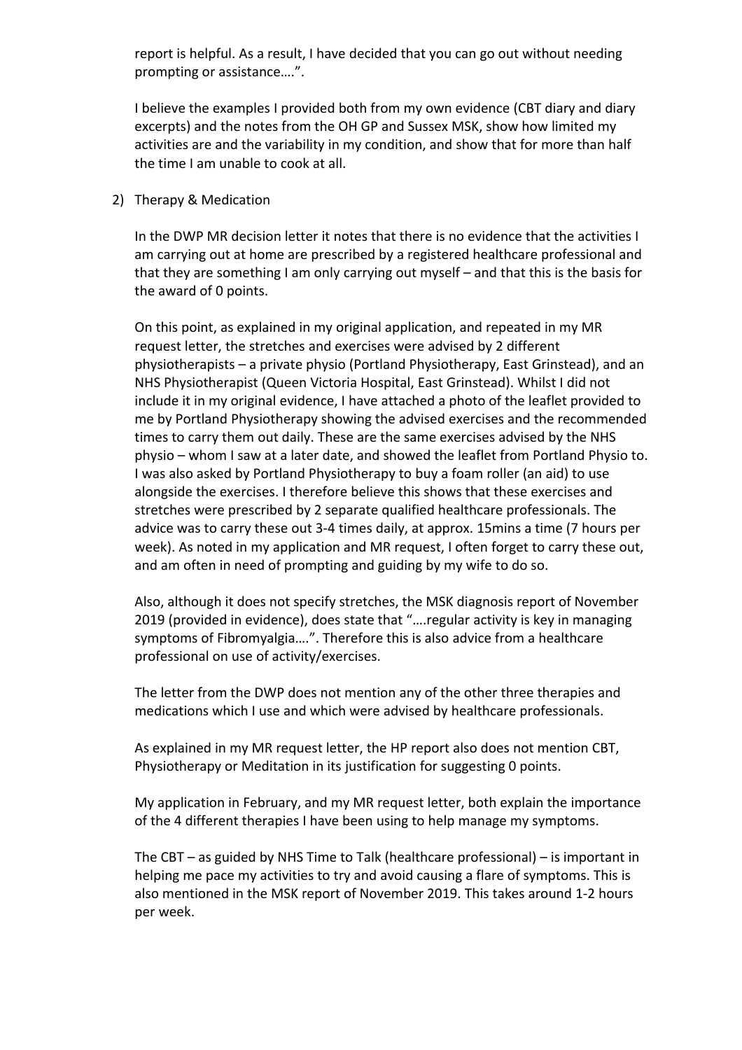report is helpful. As a result, I have decided that you can go out without needing prompting or assistance….".

I believe the examples I provided both from my own evidence (CBT diary and diary excerpts) and the notes from the OH GP and Sussex MSK, show how limited my activities are and the variability in my condition, and show that for more than half the time I am unable to cook at all.

2) Therapy & Medication

In the DWP MR decision letter it notes that there is no evidence that the activities I am carrying out at home are prescribed by a registered healthcare professional and that they are something I am only carrying out myself – and that this is the basis for the award of 0 points.

On this point, as explained in my original application, and repeated in my MR request letter, the stretches and exercises were advised by 2 different physiotherapists – a private physio (Portland Physiotherapy, East Grinstead), and an NHS Physiotherapist (Queen Victoria Hospital, East Grinstead). Whilst I did not include it in my original evidence, I have attached a photo of the leaflet provided to me by Portland Physiotherapy showing the advised exercises and the recommended times to carry them out daily. These are the same exercises advised by the NHS physio – whom I saw at a later date, and showed the leaflet from Portland Physio to. I was also asked by Portland Physiotherapy to buy a foam roller (an aid) to use alongside the exercises. I therefore believe this shows that these exercises and stretches were prescribed by 2 separate qualified healthcare professionals. The advice was to carry these out 3-4 times daily, at approx. 15mins a time (7 hours per week). As noted in my application and MR request, I often forget to carry these out, and am often in need of prompting and guiding by my wife to do so.

Also, although it does not specify stretches, the MSK diagnosis report of November 2019 (provided in evidence), does state that "….regular activity is key in managing symptoms of Fibromyalgia….". Therefore this is also advice from a healthcare professional on use of activity/exercises.

The letter from the DWP does not mention any of the other three therapies and medications which I use and which were advised by healthcare professionals.

As explained in my MR request letter, the HP report also does not mention CBT, Physiotherapy or Meditation in its justification for suggesting 0 points.

My application in February, and my MR request letter, both explain the importance of the 4 different therapies I have been using to help manage my symptoms.

The CBT – as guided by NHS Time to Talk (healthcare professional) – is important in helping me pace my activities to try and avoid causing a flare of symptoms. This is also mentioned in the MSK report of November 2019. This takes around 1-2 hours per week.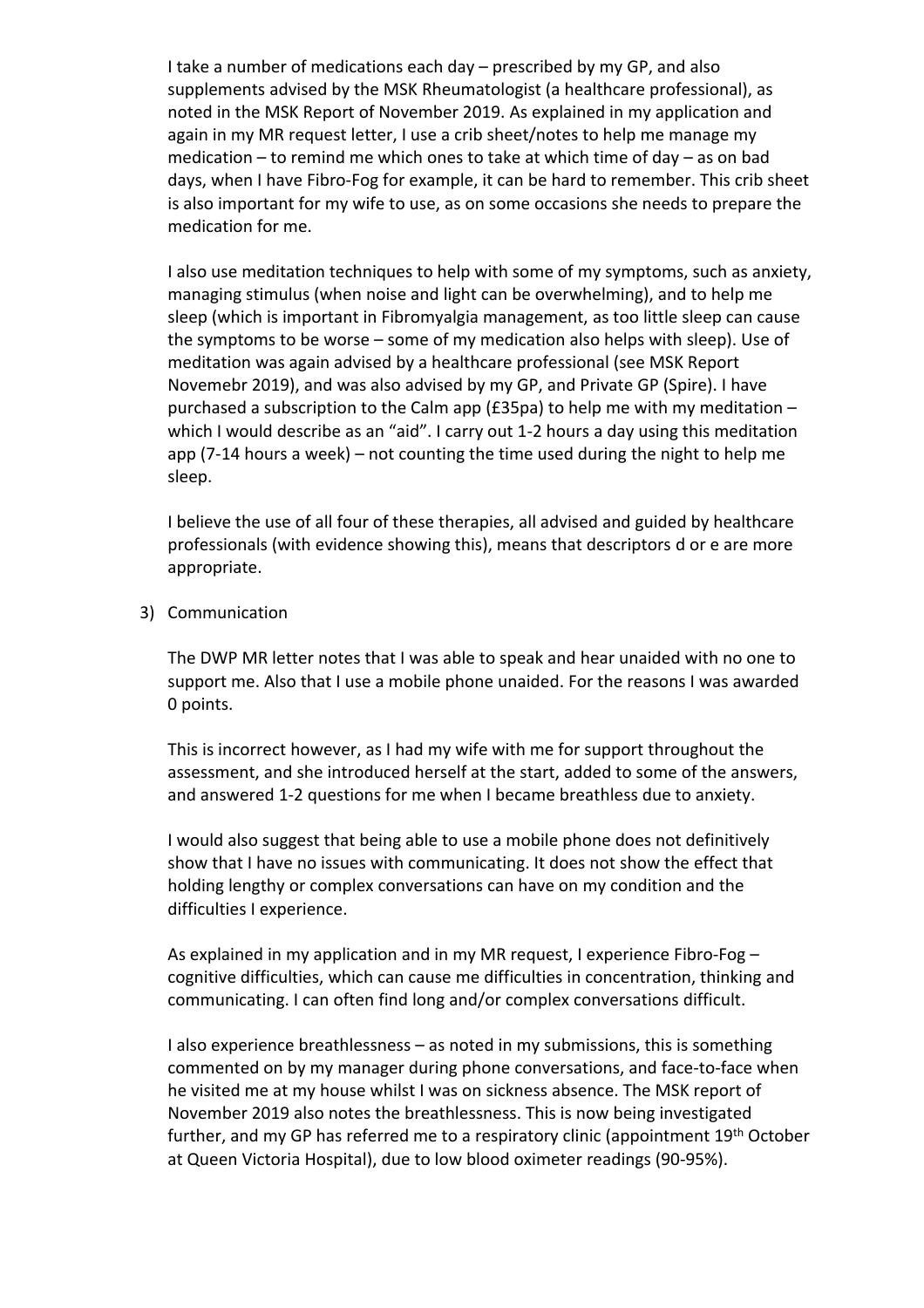I take a number of medications each day – prescribed by my GP, and also supplements advised by the MSK Rheumatologist (a healthcare professional), as noted in the MSK Report of November 2019. As explained in my application and again in my MR request letter, I use a crib sheet/notes to help me manage my medication – to remind me which ones to take at which time of day – as on bad days, when I have Fibro-Fog for example, it can be hard to remember. This crib sheet is also important for my wife to use, as on some occasions she needs to prepare the medication for me.

I also use meditation techniques to help with some of my symptoms, such as anxiety, managing stimulus (when noise and light can be overwhelming), and to help me sleep (which is important in Fibromyalgia management, as too little sleep can cause the symptoms to be worse – some of my medication also helps with sleep). Use of meditation was again advised by a healthcare professional (see MSK Report Novemebr 2019), and was also advised by my GP, and Private GP (Spire). I have purchased a subscription to the Calm app (£35pa) to help me with my meditation – which I would describe as an "aid". I carry out 1-2 hours a day using this meditation app (7-14 hours a week) – not counting the time used during the night to help me sleep.

I believe the use of all four of these therapies, all advised and guided by healthcare professionals (with evidence showing this), means that descriptors d or e are more appropriate.

3) Communication

The DWP MR letter notes that I was able to speak and hear unaided with no one to support me. Also that I use a mobile phone unaided. For the reasons I was awarded 0 points.

This is incorrect however, as I had my wife with me for support throughout the assessment, and she introduced herself at the start, added to some of the answers, and answered 1-2 questions for me when I became breathless due to anxiety.

I would also suggest that being able to use a mobile phone does not definitively show that I have no issues with communicating. It does not show the effect that holding lengthy or complex conversations can have on my condition and the difficulties I experience.

As explained in my application and in my MR request, I experience Fibro-Fog – cognitive difficulties, which can cause me difficulties in concentration, thinking and communicating. I can often find long and/or complex conversations difficult.

I also experience breathlessness – as noted in my submissions, this is something commented on by my manager during phone conversations, and face-to-face when he visited me at my house whilst I was on sickness absence. The MSK report of November 2019 also notes the breathlessness. This is now being investigated further, and my GP has referred me to a respiratory clinic (appointment 19th October at Queen Victoria Hospital), due to low blood oximeter readings (90-95%).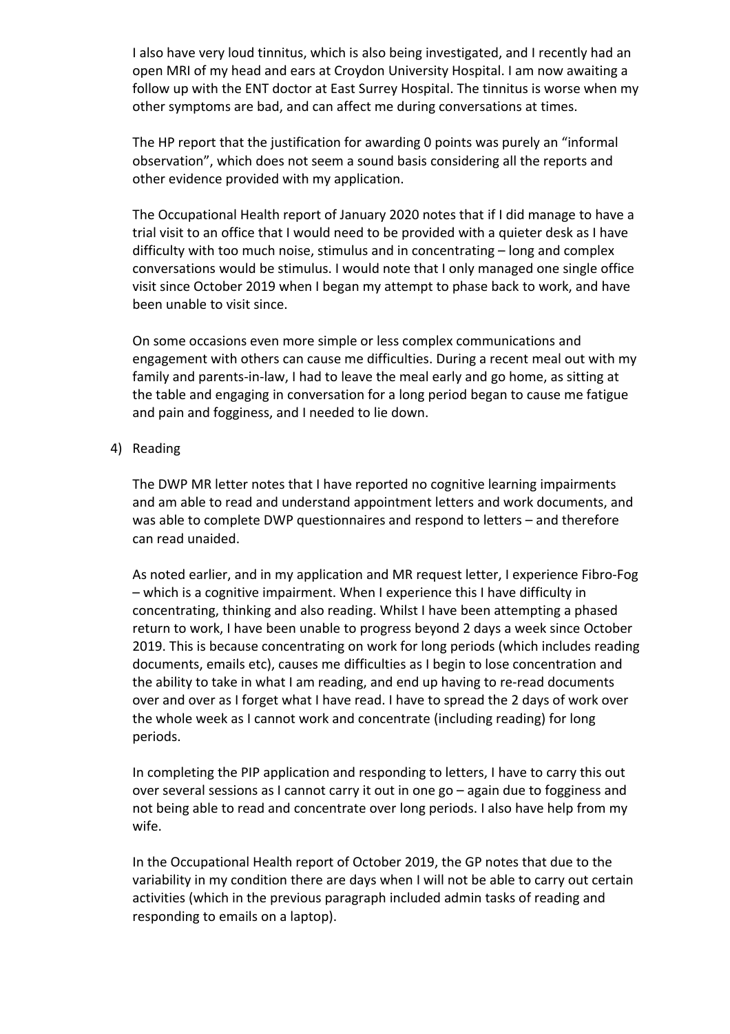I also have very loud tinnitus, which is also being investigated, and I recently had an open MRI of my head and ears at Croydon University Hospital. I am now awaiting a follow up with the ENT doctor at East Surrey Hospital. The tinnitus is worse when my other symptoms are bad, and can affect me during conversations at times.

The HP report that the justification for awarding 0 points was purely an "informal observation", which does not seem a sound basis considering all the reports and other evidence provided with my application.

The Occupational Health report of January 2020 notes that if I did manage to have a trial visit to an office that I would need to be provided with a quieter desk as I have difficulty with too much noise, stimulus and in concentrating – long and complex conversations would be stimulus. I would note that I only managed one single office visit since October 2019 when I began my attempt to phase back to work, and have been unable to visit since.

On some occasions even more simple or less complex communications and engagement with others can cause me difficulties. During a recent meal out with my family and parents-in-law, I had to leave the meal early and go home, as sitting at the table and engaging in conversation for a long period began to cause me fatigue and pain and fogginess, and I needed to lie down.

4) Reading

The DWP MR letter notes that I have reported no cognitive learning impairments and am able to read and understand appointment letters and work documents, and was able to complete DWP questionnaires and respond to letters – and therefore can read unaided.

As noted earlier, and in my application and MR request letter, I experience Fibro-Fog – which is a cognitive impairment. When I experience this I have difficulty in concentrating, thinking and also reading. Whilst I have been attempting a phased return to work, I have been unable to progress beyond 2 days a week since October 2019. This is because concentrating on work for long periods (which includes reading documents, emails etc), causes me difficulties as I begin to lose concentration and the ability to take in what I am reading, and end up having to re-read documents over and over as I forget what I have read. I have to spread the 2 days of work over the whole week as I cannot work and concentrate (including reading) for long periods.

In completing the PIP application and responding to letters, I have to carry this out over several sessions as I cannot carry it out in one go – again due to fogginess and not being able to read and concentrate over long periods. I also have help from my wife.

In the Occupational Health report of October 2019, the GP notes that due to the variability in my condition there are days when I will not be able to carry out certain activities (which in the previous paragraph included admin tasks of reading and responding to emails on a laptop).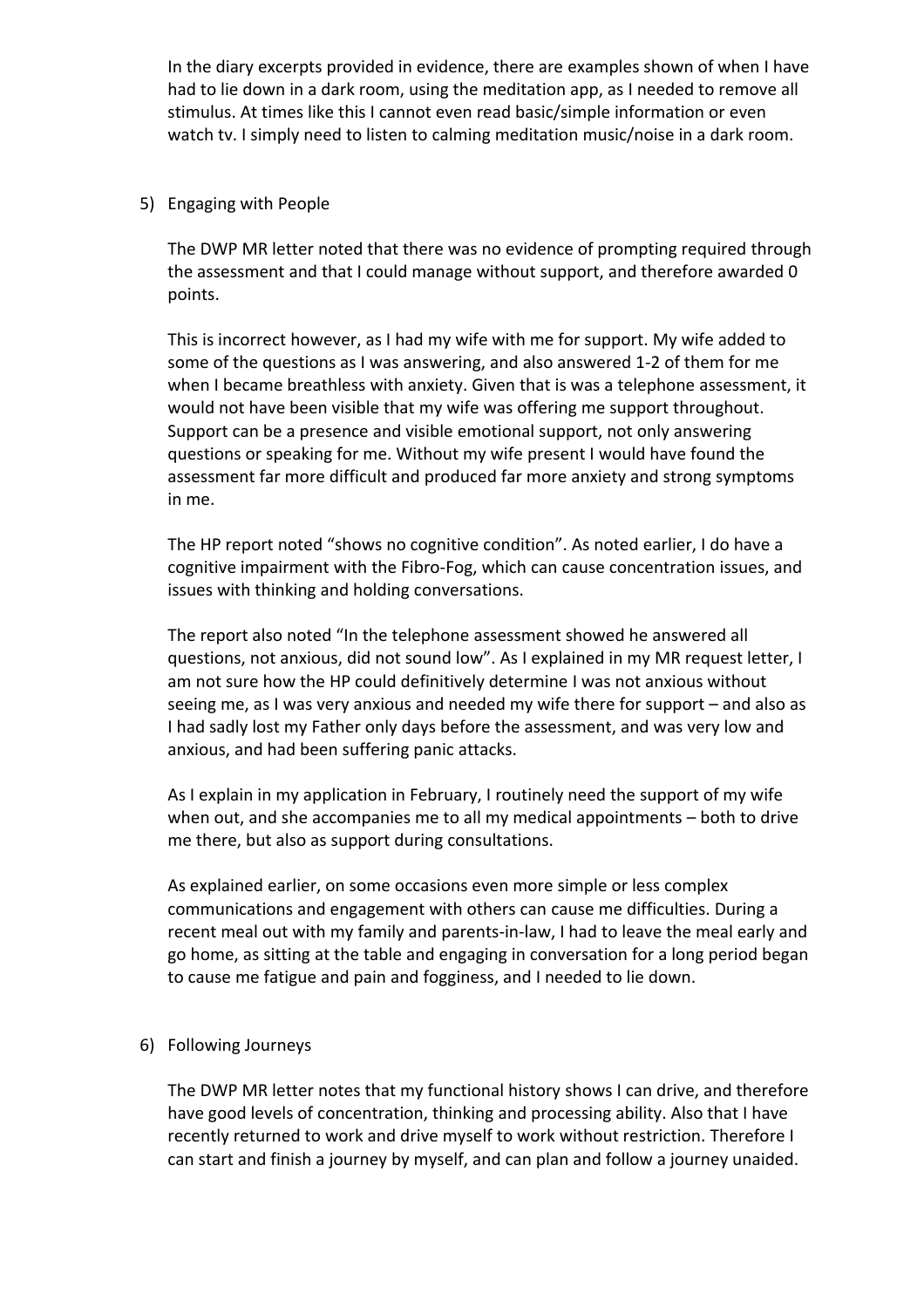In the diary excerpts provided in evidence, there are examples shown of when I have had to lie down in a dark room, using the meditation app, as I needed to remove all stimulus. At times like this I cannot even read basic/simple information or even watch tv. I simply need to listen to calming meditation music/noise in a dark room.

5) Engaging with People

   The DWP MR letter noted that there was no evidence of prompting required through the assessment and that I could manage without support, and therefore awarded 0 points.

   This is incorrect however, as I had my wife with me for support. My wife added to some of the questions as I was answering, and also answered 1-2 of them for me when I became breathless with anxiety. Given that is was a telephone assessment, it would not have been visible that my wife was offering me support throughout. Support can be a presence and visible emotional support, not only answering questions or speaking for me. Without my wife present I would have found the assessment far more difficult and produced far more anxiety and strong symptoms in me.

   The HP report noted "shows no cognitive condition". As noted earlier, I do have a cognitive impairment with the Fibro-Fog, which can cause concentration issues, and issues with thinking and holding conversations.

   The report also noted "In the telephone assessment showed he answered all questions, not anxious, did not sound low". As I explained in my MR request letter, I am not sure how the HP could definitively determine I was not anxious without seeing me, as I was very anxious and needed my wife there for support – and also as I had sadly lost my Father only days before the assessment, and was very low and anxious, and had been suffering panic attacks.

   As I explain in my application in February, I routinely need the support of my wife when out, and she accompanies me to all my medical appointments – both to drive me there, but also as support during consultations.

   As explained earlier, on some occasions even more simple or less complex communications and engagement with others can cause me difficulties. During a recent meal out with my family and parents-in-law, I had to leave the meal early and go home, as sitting at the table and engaging in conversation for a long period began to cause me fatigue and pain and fogginess, and I needed to lie down.

6) Following Journeys

   The DWP MR letter notes that my functional history shows I can drive, and therefore have good levels of concentration, thinking and processing ability. Also that I have recently returned to work and drive myself to work without restriction. Therefore I can start and finish a journey by myself, and can plan and follow a journey unaided.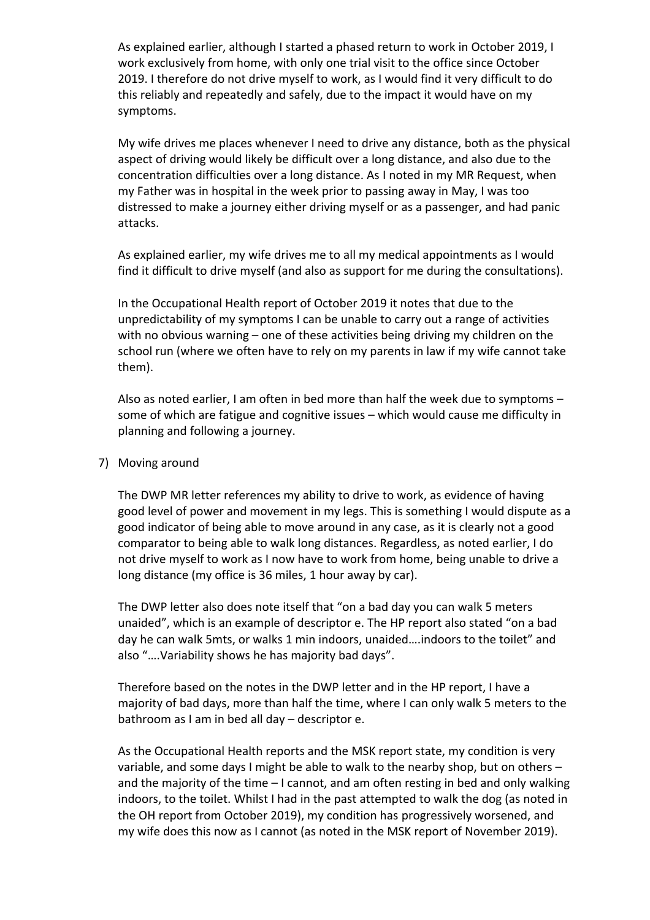As explained earlier, although I started a phased return to work in October 2019, I work exclusively from home, with only one trial visit to the office since October 2019. I therefore do not drive myself to work, as I would find it very difficult to do this reliably and repeatedly and safely, due to the impact it would have on my symptoms.

My wife drives me places whenever I need to drive any distance, both as the physical aspect of driving would likely be difficult over a long distance, and also due to the concentration difficulties over a long distance. As I noted in my MR Request, when my Father was in hospital in the week prior to passing away in May, I was too distressed to make a journey either driving myself or as a passenger, and had panic attacks.

As explained earlier, my wife drives me to all my medical appointments as I would find it difficult to drive myself (and also as support for me during the consultations).

In the Occupational Health report of October 2019 it notes that due to the unpredictability of my symptoms I can be unable to carry out a range of activities with no obvious warning – one of these activities being driving my children on the school run (where we often have to rely on my parents in law if my wife cannot take them).

Also as noted earlier, I am often in bed more than half the week due to symptoms – some of which are fatigue and cognitive issues – which would cause me difficulty in planning and following a journey.

7) Moving around

The DWP MR letter references my ability to drive to work, as evidence of having good level of power and movement in my legs. This is something I would dispute as a good indicator of being able to move around in any case, as it is clearly not a good comparator to being able to walk long distances. Regardless, as noted earlier, I do not drive myself to work as I now have to work from home, being unable to drive a long distance (my office is 36 miles, 1 hour away by car).

The DWP letter also does note itself that "on a bad day you can walk 5 meters unaided", which is an example of descriptor e. The HP report also stated "on a bad day he can walk 5mts, or walks 1 min indoors, unaided….indoors to the toilet" and also "….Variability shows he has majority bad days".

Therefore based on the notes in the DWP letter and in the HP report, I have a majority of bad days, more than half the time, where I can only walk 5 meters to the bathroom as I am in bed all day – descriptor e.

As the Occupational Health reports and the MSK report state, my condition is very variable, and some days I might be able to walk to the nearby shop, but on others – and the majority of the time – I cannot, and am often resting in bed and only walking indoors, to the toilet. Whilst I had in the past attempted to walk the dog (as noted in the OH report from October 2019), my condition has progressively worsened, and my wife does this now as I cannot (as noted in the MSK report of November 2019).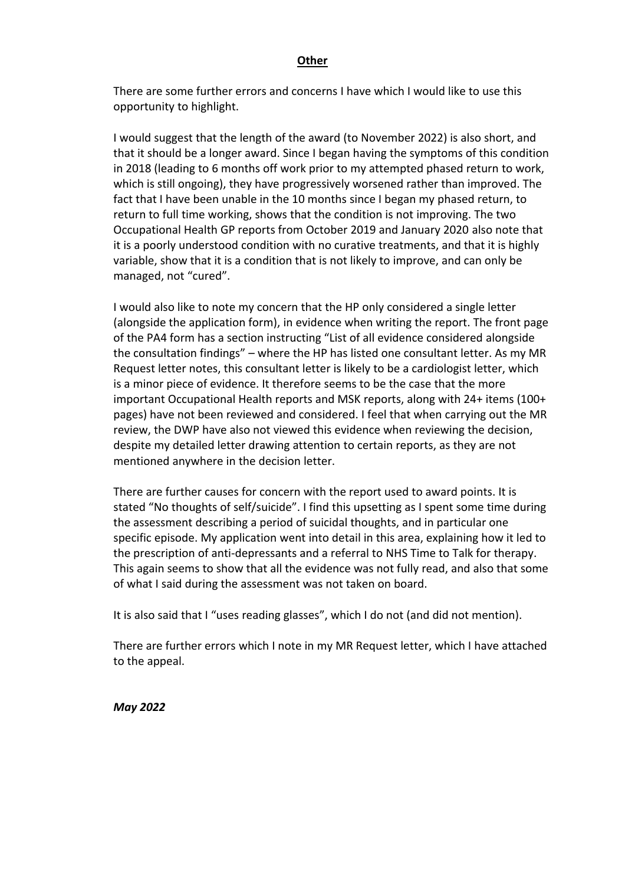## **Other**

There are some further errors and concerns I have which I would like to use this opportunity to highlight.

I would suggest that the length of the award (to November 2022) is also short, and that it should be a longer award. Since I began having the symptoms of this condition in 2018 (leading to 6 months off work prior to my attempted phased return to work, which is still ongoing), they have progressively worsened rather than improved. The fact that I have been unable in the 10 months since I began my phased return, to return to full time working, shows that the condition is not improving. The two Occupational Health GP reports from October 2019 and January 2020 also note that it is a poorly understood condition with no curative treatments, and that it is highly variable, show that it is a condition that is not likely to improve, and can only be managed, not "cured".

I would also like to note my concern that the HP only considered a single letter (alongside the application form), in evidence when writing the report. The front page of the PA4 form has a section instructing "List of all evidence considered alongside the consultation findings" – where the HP has listed one consultant letter. As my MR Request letter notes, this consultant letter is likely to be a cardiologist letter, which is a minor piece of evidence. It therefore seems to be the case that the more important Occupational Health reports and MSK reports, along with 24+ items (100+ pages) have not been reviewed and considered. I feel that when carrying out the MR review, the DWP have also not viewed this evidence when reviewing the decision, despite my detailed letter drawing attention to certain reports, as they are not mentioned anywhere in the decision letter.

There are further causes for concern with the report used to award points. It is stated "No thoughts of self/suicide". I find this upsetting as I spent some time during the assessment describing a period of suicidal thoughts, and in particular one specific episode. My application went into detail in this area, explaining how it led to the prescription of anti-depressants and a referral to NHS Time to Talk for therapy. This again seems to show that all the evidence was not fully read, and also that some of what I said during the assessment was not taken on board.

It is also said that I "uses reading glasses", which I do not (and did not mention).

There are further errors which I note in my MR Request letter, which I have attached to the appeal.

***May 2022***